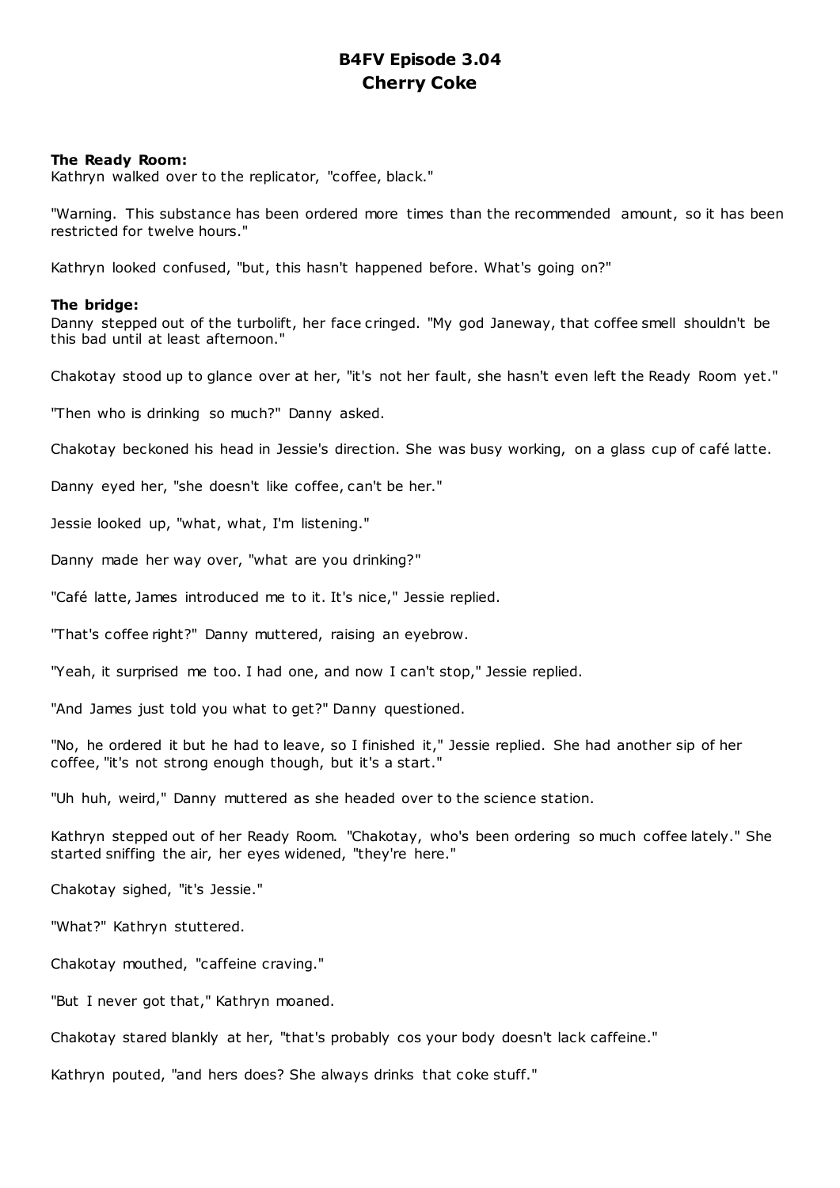# B4FV Episode 3.04
# Cherry Coke

**The Ready Room:**
Kathryn walked over to the replicator, "coffee, black."

"Warning. This substance has been ordered more times than the recommended amount, so it has been restricted for twelve hours."

Kathryn looked confused, "but, this hasn't happened before. What's going on?"

**The bridge:**
Danny stepped out of the turbolift, her face cringed. "My god Janeway, that coffee smell shouldn't be this bad until at least afternoon."

Chakotay stood up to glance over at her, "it's not her fault, she hasn't even left the Ready Room yet."

"Then who is drinking so much?" Danny asked.

Chakotay beckoned his head in Jessie's direction. She was busy working, on a glass cup of café latte.

Danny eyed her, "she doesn't like coffee, can't be her."

Jessie looked up, "what, what, I'm listening."

Danny made her way over, "what are you drinking?"

"Café latte, James introduced me to it. It's nice," Jessie replied.

"That's coffee right?" Danny muttered, raising an eyebrow.

"Yeah, it surprised me too. I had one, and now I can't stop," Jessie replied.

"And James just told you what to get?" Danny questioned.

"No, he ordered it but he had to leave, so I finished it," Jessie replied. She had another sip of her coffee, "it's not strong enough though, but it's a start."

"Uh huh, weird," Danny muttered as she headed over to the science station.

Kathryn stepped out of her Ready Room. "Chakotay, who's been ordering so much coffee lately." She started sniffing the air, her eyes widened, "they're here."

Chakotay sighed, "it's Jessie."

"What?" Kathryn stuttered.

Chakotay mouthed, "caffeine craving."

"But I never got that," Kathryn moaned.

Chakotay stared blankly at her, "that's probably cos your body doesn't lack caffeine."

Kathryn pouted, "and hers does? She always drinks that coke stuff."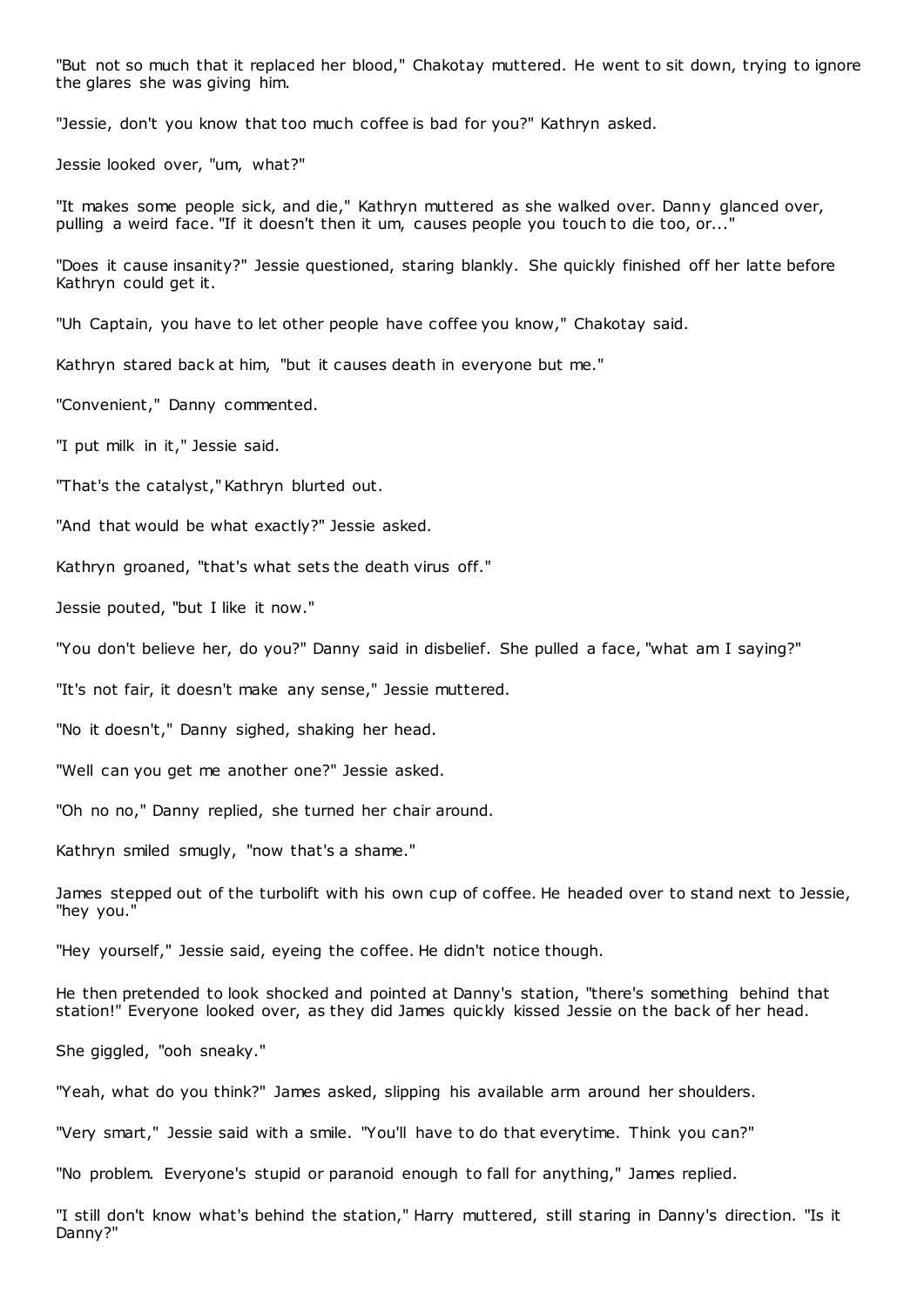"But not so much that it replaced her blood," Chakotay muttered. He went to sit down, trying to ignore the glares she was giving him.

"Jessie, don't you know that too much coffee is bad for you?" Kathryn asked.

Jessie looked over, "um, what?"

"It makes some people sick, and die," Kathryn muttered as she walked over. Danny glanced over, pulling a weird face. "If it doesn't then it um, causes people you touch to die too, or..."

"Does it cause insanity?" Jessie questioned, staring blankly. She quickly finished off her latte before Kathryn could get it.

"Uh Captain, you have to let other people have coffee you know," Chakotay said.

Kathryn stared back at him, "but it causes death in everyone but me."

"Convenient," Danny commented.

"I put milk in it," Jessie said.

"That's the catalyst," Kathryn blurted out.

"And that would be what exactly?" Jessie asked.

Kathryn groaned, "that's what sets the death virus off."

Jessie pouted, "but I like it now."

"You don't believe her, do you?" Danny said in disbelief. She pulled a face, "what am I saying?"

"It's not fair, it doesn't make any sense," Jessie muttered.

"No it doesn't," Danny sighed, shaking her head.

"Well can you get me another one?" Jessie asked.

"Oh no no," Danny replied, she turned her chair around.

Kathryn smiled smugly, "now that's a shame."

James stepped out of the turbolift with his own cup of coffee. He headed over to stand next to Jessie, "hey you."

"Hey yourself," Jessie said, eyeing the coffee. He didn't notice though.

He then pretended to look shocked and pointed at Danny's station, "there's something behind that station!" Everyone looked over, as they did James quickly kissed Jessie on the back of her head.

She giggled, "ooh sneaky."

"Yeah, what do you think?" James asked, slipping his available arm around her shoulders.

"Very smart," Jessie said with a smile. "You'll have to do that everytime. Think you can?"

"No problem. Everyone's stupid or paranoid enough to fall for anything," James replied.

"I still don't know what's behind the station," Harry muttered, still staring in Danny's direction. "Is it Danny?"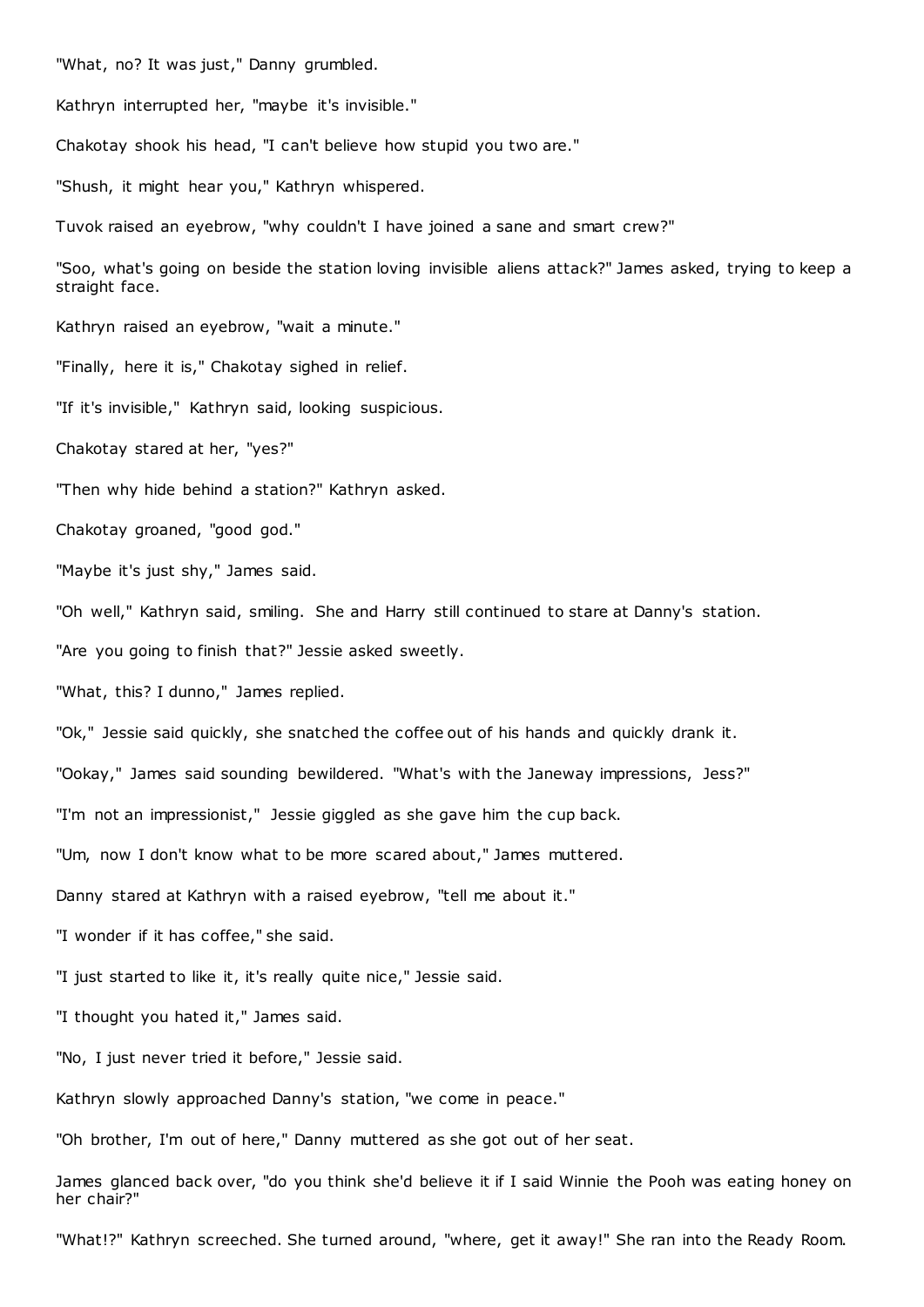"What, no? It was just," Danny grumbled.

Kathryn interrupted her, "maybe it's invisible."

Chakotay shook his head, "I can't believe how stupid you two are."

"Shush, it might hear you," Kathryn whispered.

Tuvok raised an eyebrow, "why couldn't I have joined a sane and smart crew?"

"Soo, what's going on beside the station loving invisible aliens attack?" James asked, trying to keep a straight face.

Kathryn raised an eyebrow, "wait a minute."

"Finally, here it is," Chakotay sighed in relief.

"If it's invisible," Kathryn said, looking suspicious.

Chakotay stared at her, "yes?"

"Then why hide behind a station?" Kathryn asked.

Chakotay groaned, "good god."

"Maybe it's just shy," James said.

"Oh well," Kathryn said, smiling. She and Harry still continued to stare at Danny's station.

"Are you going to finish that?" Jessie asked sweetly.

"What, this? I dunno," James replied.

"Ok," Jessie said quickly, she snatched the coffee out of his hands and quickly drank it.

"Ookay," James said sounding bewildered. "What's with the Janeway impressions, Jess?"

"I'm not an impressionist," Jessie giggled as she gave him the cup back.

"Um, now I don't know what to be more scared about," James muttered.

Danny stared at Kathryn with a raised eyebrow, "tell me about it."

"I wonder if it has coffee," she said.

"I just started to like it, it's really quite nice," Jessie said.

"I thought you hated it," James said.

"No, I just never tried it before," Jessie said.

Kathryn slowly approached Danny's station, "we come in peace."

"Oh brother, I'm out of here," Danny muttered as she got out of her seat.

James glanced back over, "do you think she'd believe it if I said Winnie the Pooh was eating honey on her chair?"

"What!?" Kathryn screeched. She turned around, "where, get it away!" She ran into the Ready Room.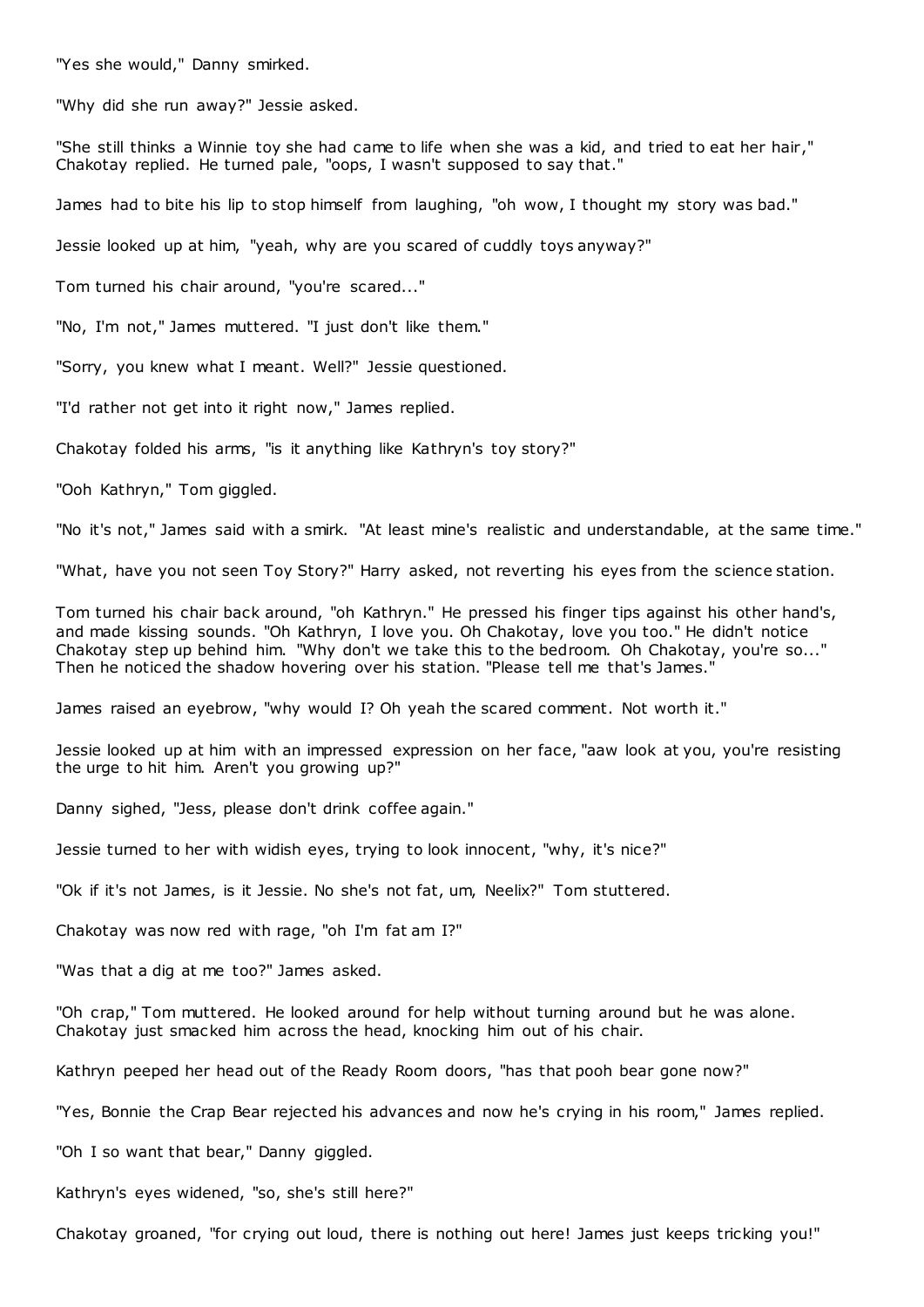"Yes she would," Danny smirked.

"Why did she run away?" Jessie asked.

"She still thinks a Winnie toy she had came to life when she was a kid, and tried to eat her hair," Chakotay replied. He turned pale, "oops, I wasn't supposed to say that."

James had to bite his lip to stop himself from laughing, "oh wow, I thought my story was bad."

Jessie looked up at him, "yeah, why are you scared of cuddly toys anyway?"

Tom turned his chair around, "you're scared..."

"No, I'm not," James muttered. "I just don't like them."

"Sorry, you knew what I meant. Well?" Jessie questioned.

"I'd rather not get into it right now," James replied.

Chakotay folded his arms, "is it anything like Kathryn's toy story?"

"Ooh Kathryn," Tom giggled.

"No it's not," James said with a smirk. "At least mine's realistic and understandable, at the same time."

"What, have you not seen Toy Story?" Harry asked, not reverting his eyes from the science station.

Tom turned his chair back around, "oh Kathryn." He pressed his finger tips against his other hand's, and made kissing sounds. "Oh Kathryn, I love you. Oh Chakotay, love you too." He didn't notice Chakotay step up behind him. "Why don't we take this to the bedroom. Oh Chakotay, you're so..." Then he noticed the shadow hovering over his station. "Please tell me that's James."

James raised an eyebrow, "why would I? Oh yeah the scared comment. Not worth it."

Jessie looked up at him with an impressed expression on her face, "aaw look at you, you're resisting the urge to hit him. Aren't you growing up?"

Danny sighed, "Jess, please don't drink coffee again."

Jessie turned to her with widish eyes, trying to look innocent, "why, it's nice?"

"Ok if it's not James, is it Jessie. No she's not fat, um, Neelix?" Tom stuttered.

Chakotay was now red with rage, "oh I'm fat am I?"

"Was that a dig at me too?" James asked.

"Oh crap," Tom muttered. He looked around for help without turning around but he was alone. Chakotay just smacked him across the head, knocking him out of his chair.

Kathryn peeped her head out of the Ready Room doors, "has that pooh bear gone now?"

"Yes, Bonnie the Crap Bear rejected his advances and now he's crying in his room," James replied.

"Oh I so want that bear," Danny giggled.

Kathryn's eyes widened, "so, she's still here?"

Chakotay groaned, "for crying out loud, there is nothing out here! James just keeps tricking you!"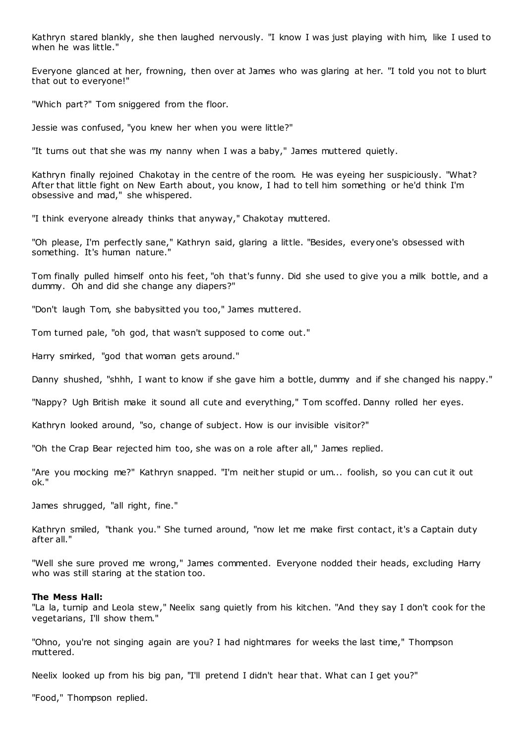Kathryn stared blankly, she then laughed nervously. "I know I was just playing with him, like I used to when he was little."

Everyone glanced at her, frowning, then over at James who was glaring at her. "I told you not to blurt that out to everyone!"

"Which part?" Tom sniggered from the floor.

Jessie was confused, "you knew her when you were little?"

"It turns out that she was my nanny when I was a baby," James muttered quietly.

Kathryn finally rejoined Chakotay in the centre of the room. He was eyeing her suspiciously. "What? After that little fight on New Earth about, you know, I had to tell him something or he'd think I'm obsessive and mad," she whispered.

"I think everyone already thinks that anyway," Chakotay muttered.

"Oh please, I'm perfectly sane," Kathryn said, glaring a little. "Besides, everyone's obsessed with something. It's human nature."

Tom finally pulled himself onto his feet, "oh that's funny. Did she used to give you a milk bottle, and a dummy. Oh and did she change any diapers?"

"Don't laugh Tom, she babysitted you too," James muttered.

Tom turned pale, "oh god, that wasn't supposed to come out."

Harry smirked, "god that woman gets around."

Danny shushed, "shhh, I want to know if she gave him a bottle, dummy and if she changed his nappy."

"Nappy? Ugh British make it sound all cute and everything," Tom scoffed. Danny rolled her eyes.

Kathryn looked around, "so, change of subject. How is our invisible visitor?"

"Oh the Crap Bear rejected him too, she was on a role after all," James replied.

"Are you mocking me?" Kathryn snapped. "I'm neither stupid or um... foolish, so you can cut it out ok."

James shrugged, "all right, fine."

Kathryn smiled, "thank you." She turned around, "now let me make first contact, it's a Captain duty after all."

"Well she sure proved me wrong," James commented. Everyone nodded their heads, excluding Harry who was still staring at the station too.

**The Mess Hall:**
"La la, turnip and Leola stew," Neelix sang quietly from his kitchen. "And they say I don't cook for the vegetarians, I'll show them."

"Ohno, you're not singing again are you? I had nightmares for weeks the last time," Thompson muttered.

Neelix looked up from his big pan, "I'll pretend I didn't hear that. What can I get you?"

"Food," Thompson replied.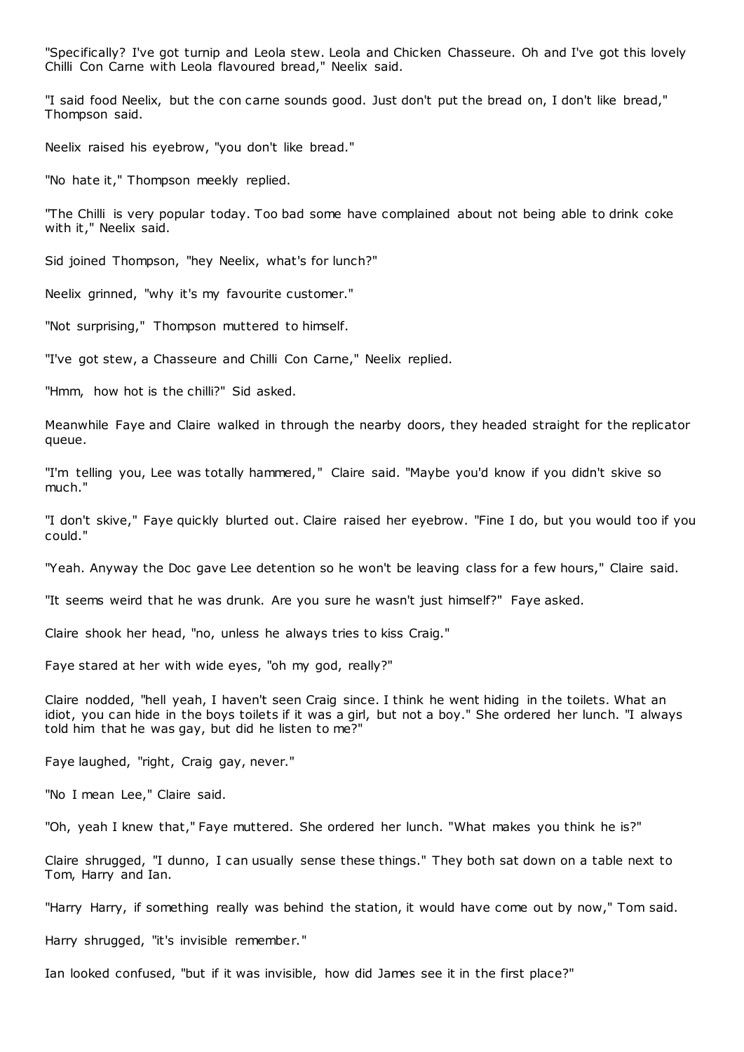"Specifically? I've got turnip and Leola stew. Leola and Chicken Chasseure. Oh and I've got this lovely Chilli Con Carne with Leola flavoured bread," Neelix said.

"I said food Neelix, but the con carne sounds good. Just don't put the bread on, I don't like bread," Thompson said.

Neelix raised his eyebrow, "you don't like bread."

"No hate it," Thompson meekly replied.

"The Chilli is very popular today. Too bad some have complained about not being able to drink coke with it," Neelix said.

Sid joined Thompson, "hey Neelix, what's for lunch?"

Neelix grinned, "why it's my favourite customer."

"Not surprising," Thompson muttered to himself.

"I've got stew, a Chasseure and Chilli Con Carne," Neelix replied.

"Hmm, how hot is the chilli?" Sid asked.

Meanwhile Faye and Claire walked in through the nearby doors, they headed straight for the replicator queue.

"I'm telling you, Lee was totally hammered," Claire said. "Maybe you'd know if you didn't skive so much."

"I don't skive," Faye quickly blurted out. Claire raised her eyebrow. "Fine I do, but you would too if you could."

"Yeah. Anyway the Doc gave Lee detention so he won't be leaving class for a few hours," Claire said.

"It seems weird that he was drunk. Are you sure he wasn't just himself?" Faye asked.

Claire shook her head, "no, unless he always tries to kiss Craig."

Faye stared at her with wide eyes, "oh my god, really?"

Claire nodded, "hell yeah, I haven't seen Craig since. I think he went hiding in the toilets. What an idiot, you can hide in the boys toilets if it was a girl, but not a boy." She ordered her lunch. "I always told him that he was gay, but did he listen to me?"

Faye laughed, "right, Craig gay, never."

"No I mean Lee," Claire said.

"Oh, yeah I knew that," Faye muttered. She ordered her lunch. "What makes you think he is?"

Claire shrugged, "I dunno, I can usually sense these things." They both sat down on a table next to Tom, Harry and Ian.

"Harry Harry, if something really was behind the station, it would have come out by now," Tom said.

Harry shrugged, "it's invisible remember."

Ian looked confused, "but if it was invisible, how did James see it in the first place?"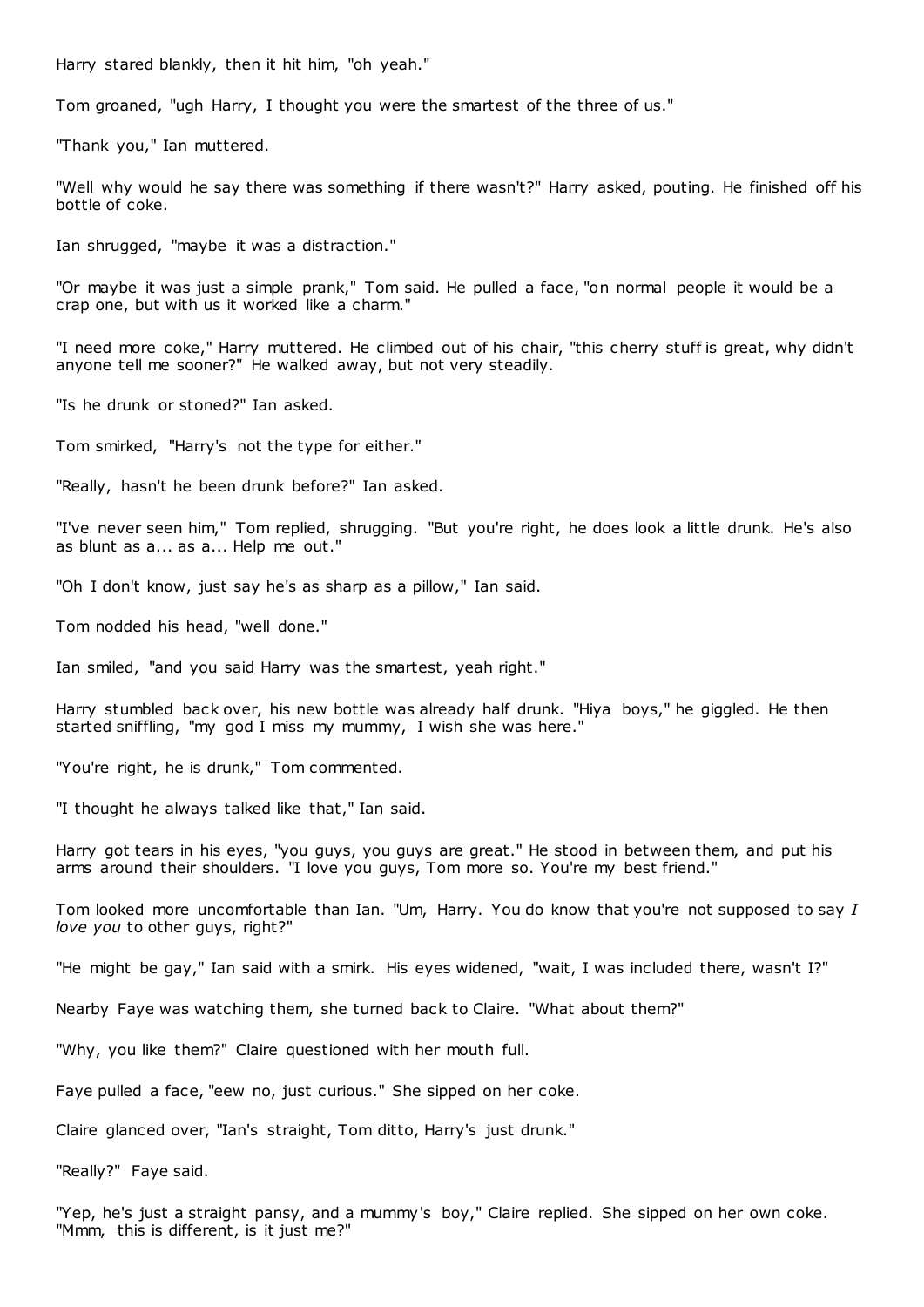Harry stared blankly, then it hit him, "oh yeah."

Tom groaned, "ugh Harry, I thought you were the smartest of the three of us."

"Thank you," Ian muttered.

"Well why would he say there was something if there wasn't?" Harry asked, pouting. He finished off his bottle of coke.

Ian shrugged, "maybe it was a distraction."

"Or maybe it was just a simple prank," Tom said. He pulled a face, "on normal people it would be a crap one, but with us it worked like a charm."

"I need more coke," Harry muttered. He climbed out of his chair, "this cherry stuff is great, why didn't anyone tell me sooner?" He walked away, but not very steadily.

"Is he drunk or stoned?" Ian asked.

Tom smirked, "Harry's not the type for either."

"Really, hasn't he been drunk before?" Ian asked.

"I've never seen him," Tom replied, shrugging. "But you're right, he does look a little drunk. He's also as blunt as a... as a... Help me out."

"Oh I don't know, just say he's as sharp as a pillow," Ian said.

Tom nodded his head, "well done."

Ian smiled, "and you said Harry was the smartest, yeah right."

Harry stumbled back over, his new bottle was already half drunk. "Hiya boys," he giggled. He then started sniffling, "my god I miss my mummy, I wish she was here."

"You're right, he is drunk," Tom commented.

"I thought he always talked like that," Ian said.

Harry got tears in his eyes, "you guys, you guys are great." He stood in between them, and put his arms around their shoulders. "I love you guys, Tom more so. You're my best friend."

Tom looked more uncomfortable than Ian. "Um, Harry. You do know that you're not supposed to say *I love you* to other guys, right?"

"He might be gay," Ian said with a smirk. His eyes widened, "wait, I was included there, wasn't I?"

Nearby Faye was watching them, she turned back to Claire. "What about them?"

"Why, you like them?" Claire questioned with her mouth full.

Faye pulled a face, "eew no, just curious." She sipped on her coke.

Claire glanced over, "Ian's straight, Tom ditto, Harry's just drunk."

"Really?" Faye said.

"Yep, he's just a straight pansy, and a mummy's boy," Claire replied. She sipped on her own coke. "Mmm, this is different, is it just me?"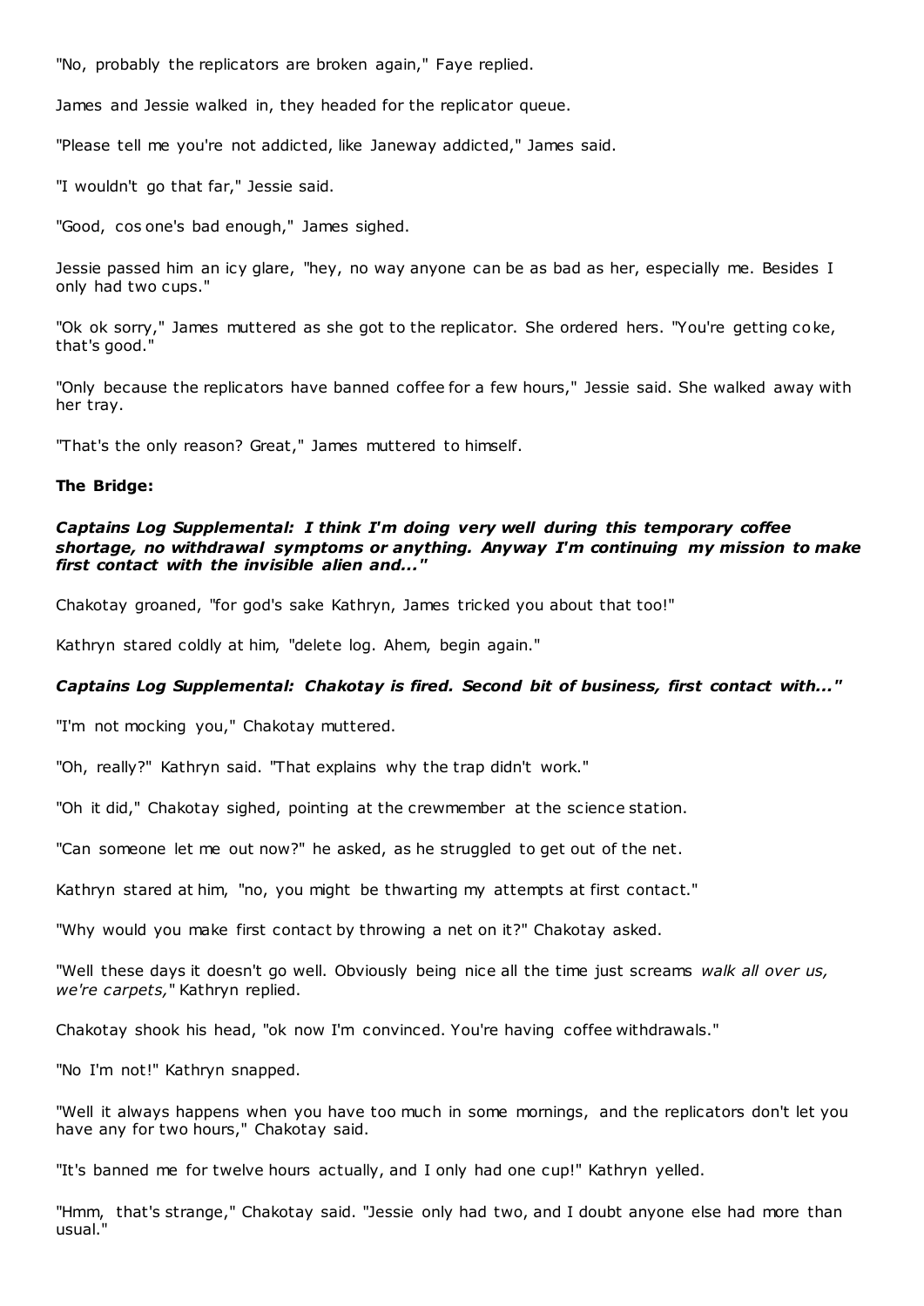"No, probably the replicators are broken again," Faye replied.

James and Jessie walked in, they headed for the replicator queue.

"Please tell me you're not addicted, like Janeway addicted," James said.

"I wouldn't go that far," Jessie said.

"Good, cos one's bad enough," James sighed.

Jessie passed him an icy glare, "hey, no way anyone can be as bad as her, especially me. Besides I only had two cups."

"Ok ok sorry," James muttered as she got to the replicator. She ordered hers. "You're getting coke, that's good."

"Only because the replicators have banned coffee for a few hours," Jessie said. She walked away with her tray.

"That's the only reason? Great," James muttered to himself.

**The Bridge:**

***Captains Log Supplemental: I think I'm doing very well during this temporary coffee shortage, no withdrawal symptoms or anything. Anyway I'm continuing my mission to make first contact with the invisible alien and..."***

Chakotay groaned, "for god's sake Kathryn, James tricked you about that too!"

Kathryn stared coldly at him, "delete log. Ahem, begin again."

***Captains Log Supplemental: Chakotay is fired. Second bit of business, first contact with..."***

"I'm not mocking you," Chakotay muttered.

"Oh, really?" Kathryn said. "That explains why the trap didn't work."

"Oh it did," Chakotay sighed, pointing at the crewmember at the science station.

"Can someone let me out now?" he asked, as he struggled to get out of the net.

Kathryn stared at him, "no, you might be thwarting my attempts at first contact."

"Why would you make first contact by throwing a net on it?" Chakotay asked.

"Well these days it doesn't go well. Obviously being nice all the time just screams *walk all over us, we're carpets,*" Kathryn replied.

Chakotay shook his head, "ok now I'm convinced. You're having coffee withdrawals."

"No I'm not!" Kathryn snapped.

"Well it always happens when you have too much in some mornings, and the replicators don't let you have any for two hours," Chakotay said.

"It's banned me for twelve hours actually, and I only had one cup!" Kathryn yelled.

"Hmm, that's strange," Chakotay said. "Jessie only had two, and I doubt anyone else had more than usual."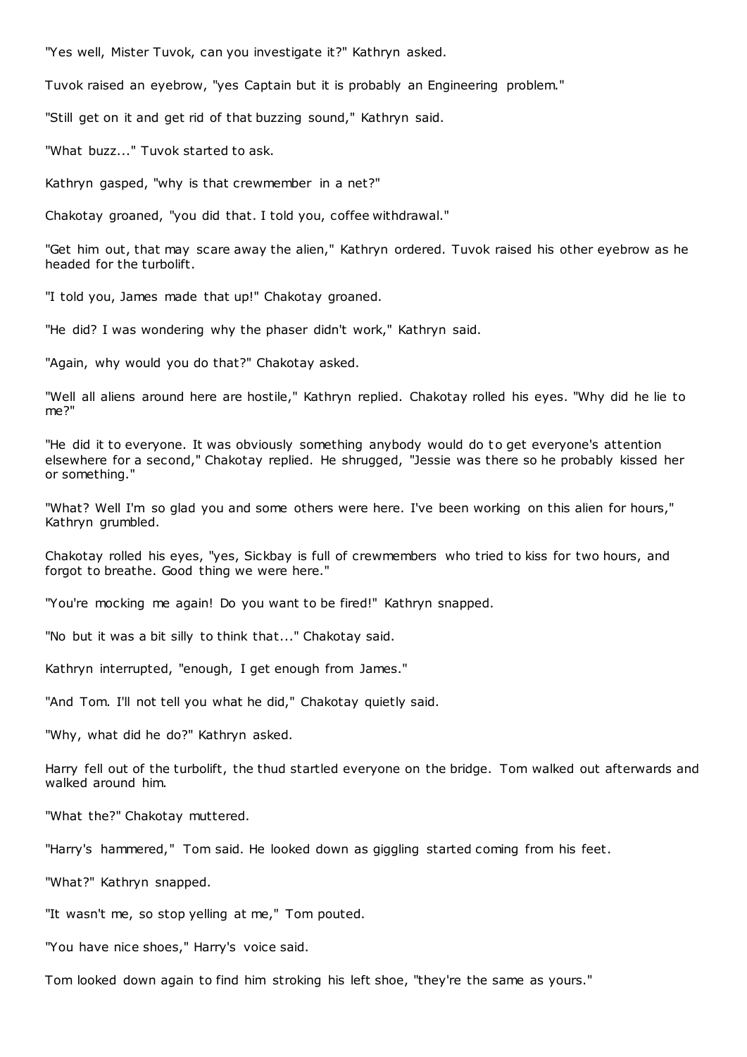"Yes well, Mister Tuvok, can you investigate it?" Kathryn asked.

Tuvok raised an eyebrow, "yes Captain but it is probably an Engineering problem."

"Still get on it and get rid of that buzzing sound," Kathryn said.

"What buzz..." Tuvok started to ask.

Kathryn gasped, "why is that crewmember in a net?"

Chakotay groaned, "you did that. I told you, coffee withdrawal."

"Get him out, that may scare away the alien," Kathryn ordered. Tuvok raised his other eyebrow as he headed for the turbolift.

"I told you, James made that up!" Chakotay groaned.

"He did? I was wondering why the phaser didn't work," Kathryn said.

"Again, why would you do that?" Chakotay asked.

"Well all aliens around here are hostile," Kathryn replied. Chakotay rolled his eyes. "Why did he lie to me?"

"He did it to everyone. It was obviously something anybody would do to get everyone's attention elsewhere for a second," Chakotay replied. He shrugged, "Jessie was there so he probably kissed her or something."

"What? Well I'm so glad you and some others were here. I've been working on this alien for hours," Kathryn grumbled.

Chakotay rolled his eyes, "yes, Sickbay is full of crewmembers who tried to kiss for two hours, and forgot to breathe. Good thing we were here."

"You're mocking me again! Do you want to be fired!" Kathryn snapped.

"No but it was a bit silly to think that..." Chakotay said.

Kathryn interrupted, "enough, I get enough from James."

"And Tom. I'll not tell you what he did," Chakotay quietly said.

"Why, what did he do?" Kathryn asked.

Harry fell out of the turbolift, the thud startled everyone on the bridge. Tom walked out afterwards and walked around him.

"What the?" Chakotay muttered.

"Harry's hammered," Tom said. He looked down as giggling started coming from his feet.

"What?" Kathryn snapped.

"It wasn't me, so stop yelling at me," Tom pouted.

"You have nice shoes," Harry's voice said.

Tom looked down again to find him stroking his left shoe, "they're the same as yours."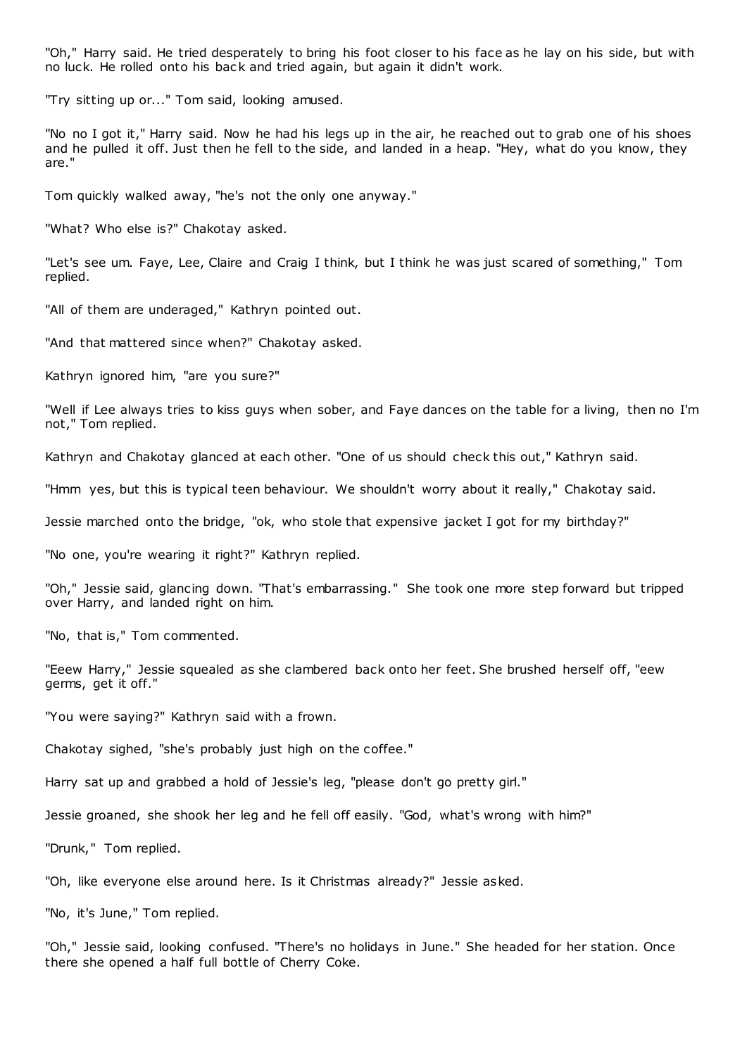"Oh," Harry said. He tried desperately to bring his foot closer to his face as he lay on his side, but with no luck. He rolled onto his back and tried again, but again it didn't work.

"Try sitting up or..." Tom said, looking amused.

"No no I got it," Harry said. Now he had his legs up in the air, he reached out to grab one of his shoes and he pulled it off. Just then he fell to the side, and landed in a heap. "Hey, what do you know, they are."

Tom quickly walked away, "he's not the only one anyway."

"What? Who else is?" Chakotay asked.

"Let's see um. Faye, Lee, Claire and Craig I think, but I think he was just scared of something," Tom replied.

"All of them are underaged," Kathryn pointed out.

"And that mattered since when?" Chakotay asked.

Kathryn ignored him, "are you sure?"

"Well if Lee always tries to kiss guys when sober, and Faye dances on the table for a living, then no I'm not," Tom replied.

Kathryn and Chakotay glanced at each other. "One of us should check this out," Kathryn said.

"Hmm yes, but this is typical teen behaviour. We shouldn't worry about it really," Chakotay said.

Jessie marched onto the bridge, "ok, who stole that expensive jacket I got for my birthday?"

"No one, you're wearing it right?" Kathryn replied.

"Oh," Jessie said, glancing down. "That's embarrassing." She took one more step forward but tripped over Harry, and landed right on him.

"No, that is," Tom commented.

"Eeew Harry," Jessie squealed as she clambered back onto her feet. She brushed herself off, "eew germs, get it off."

"You were saying?" Kathryn said with a frown.

Chakotay sighed, "she's probably just high on the coffee."

Harry sat up and grabbed a hold of Jessie's leg, "please don't go pretty girl."

Jessie groaned, she shook her leg and he fell off easily. "God, what's wrong with him?"

"Drunk," Tom replied.

"Oh, like everyone else around here. Is it Christmas already?" Jessie asked.

"No, it's June," Tom replied.

"Oh," Jessie said, looking confused. "There's no holidays in June." She headed for her station. Once there she opened a half full bottle of Cherry Coke.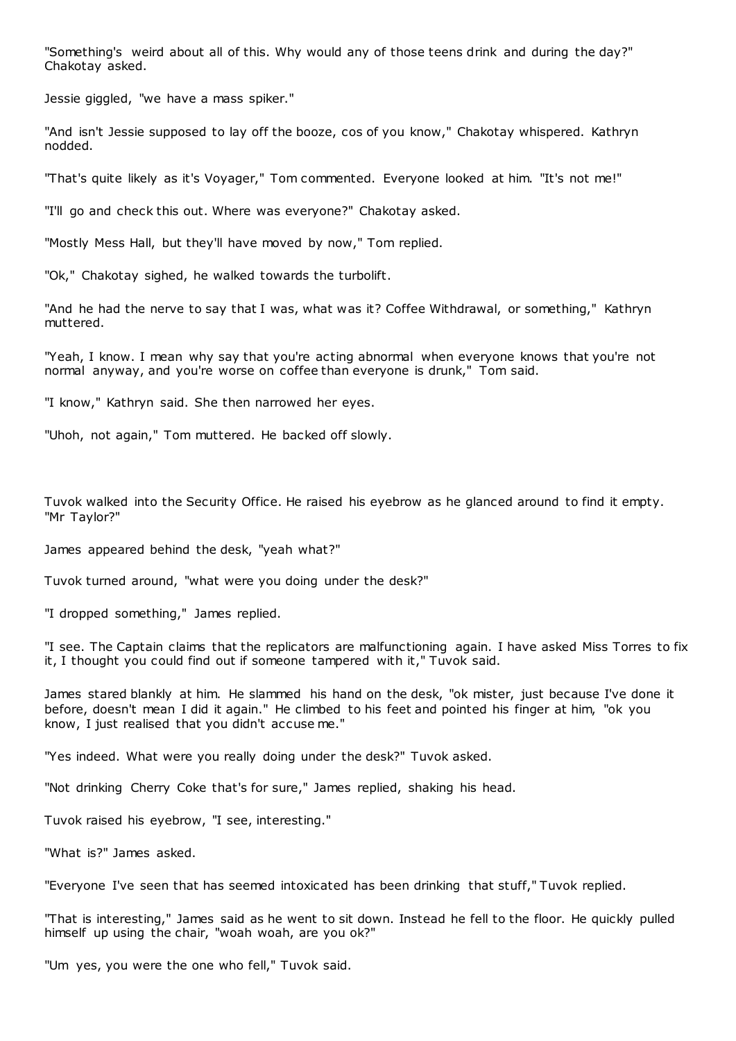"Something's weird about all of this. Why would any of those teens drink and during the day?" Chakotay asked.

Jessie giggled, "we have a mass spiker."

"And isn't Jessie supposed to lay off the booze, cos of you know," Chakotay whispered. Kathryn nodded.

"That's quite likely as it's Voyager," Tom commented. Everyone looked at him. "It's not me!"

"I'll go and check this out. Where was everyone?" Chakotay asked.

"Mostly Mess Hall, but they'll have moved by now," Tom replied.

"Ok," Chakotay sighed, he walked towards the turbolift.

"And he had the nerve to say that I was, what was it? Coffee Withdrawal, or something," Kathryn muttered.

"Yeah, I know. I mean why say that you're acting abnormal when everyone knows that you're not normal anyway, and you're worse on coffee than everyone is drunk," Tom said.

"I know," Kathryn said. She then narrowed her eyes.

"Uhoh, not again," Tom muttered. He backed off slowly.

Tuvok walked into the Security Office. He raised his eyebrow as he glanced around to find it empty. "Mr Taylor?"

James appeared behind the desk, "yeah what?"

Tuvok turned around, "what were you doing under the desk?"

"I dropped something," James replied.

"I see. The Captain claims that the replicators are malfunctioning again. I have asked Miss Torres to fix it, I thought you could find out if someone tampered with it," Tuvok said.

James stared blankly at him. He slammed his hand on the desk, "ok mister, just because I've done it before, doesn't mean I did it again." He climbed to his feet and pointed his finger at him, "ok you know, I just realised that you didn't accuse me."

"Yes indeed. What were you really doing under the desk?" Tuvok asked.

"Not drinking Cherry Coke that's for sure," James replied, shaking his head.

Tuvok raised his eyebrow, "I see, interesting."

"What is?" James asked.

"Everyone I've seen that has seemed intoxicated has been drinking that stuff," Tuvok replied.

"That is interesting," James said as he went to sit down. Instead he fell to the floor. He quickly pulled himself up using the chair, "woah woah, are you ok?"

"Um yes, you were the one who fell," Tuvok said.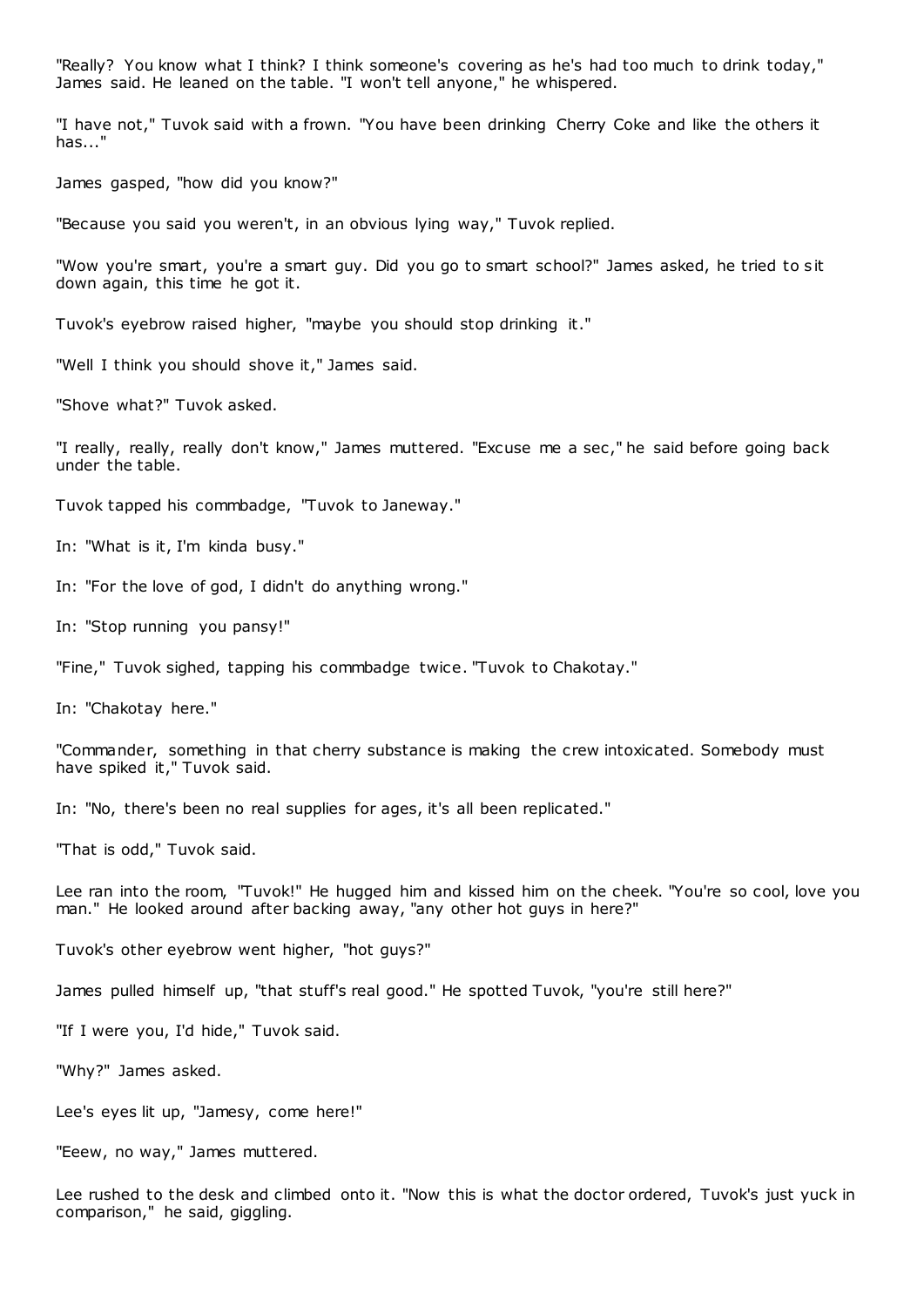"Really? You know what I think? I think someone's covering as he's had too much to drink today," James said. He leaned on the table. "I won't tell anyone," he whispered.

"I have not," Tuvok said with a frown. "You have been drinking Cherry Coke and like the others it has..."

James gasped, "how did you know?"

"Because you said you weren't, in an obvious lying way," Tuvok replied.

"Wow you're smart, you're a smart guy. Did you go to smart school?" James asked, he tried to sit down again, this time he got it.

Tuvok's eyebrow raised higher, "maybe you should stop drinking it."

"Well I think you should shove it," James said.

"Shove what?" Tuvok asked.

"I really, really, really don't know," James muttered. "Excuse me a sec," he said before going back under the table.

Tuvok tapped his commbadge, "Tuvok to Janeway."

In: "What is it, I'm kinda busy."

In: "For the love of god, I didn't do anything wrong."

In: "Stop running you pansy!"

"Fine," Tuvok sighed, tapping his commbadge twice. "Tuvok to Chakotay."

In: "Chakotay here."

"Commander, something in that cherry substance is making the crew intoxicated. Somebody must have spiked it," Tuvok said.

In: "No, there's been no real supplies for ages, it's all been replicated."

"That is odd," Tuvok said.

Lee ran into the room, "Tuvok!" He hugged him and kissed him on the cheek. "You're so cool, love you man." He looked around after backing away, "any other hot guys in here?"

Tuvok's other eyebrow went higher, "hot guys?"

James pulled himself up, "that stuff's real good." He spotted Tuvok, "you're still here?"

"If I were you, I'd hide," Tuvok said.

"Why?" James asked.

Lee's eyes lit up, "Jamesy, come here!"

"Eeew, no way," James muttered.

Lee rushed to the desk and climbed onto it. "Now this is what the doctor ordered, Tuvok's just yuck in comparison," he said, giggling.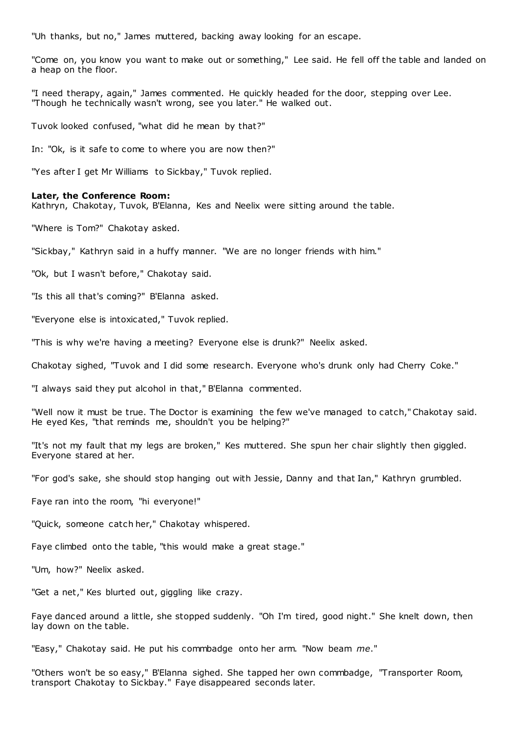"Uh thanks, but no," James muttered, backing away looking for an escape.

"Come on, you know you want to make out or something," Lee said. He fell off the table and landed on a heap on the floor.

"I need therapy, again," James commented. He quickly headed for the door, stepping over Lee. "Though he technically wasn't wrong, see you later." He walked out.

Tuvok looked confused, "what did he mean by that?"

In: "Ok, is it safe to come to where you are now then?"

"Yes after I get Mr Williams to Sickbay," Tuvok replied.

**Later, the Conference Room:**
Kathryn, Chakotay, Tuvok, B'Elanna, Kes and Neelix were sitting around the table.

"Where is Tom?" Chakotay asked.

"Sickbay," Kathryn said in a huffy manner. "We are no longer friends with him."

"Ok, but I wasn't before," Chakotay said.

"Is this all that's coming?" B'Elanna asked.

"Everyone else is intoxicated," Tuvok replied.

"This is why we're having a meeting? Everyone else is drunk?" Neelix asked.

Chakotay sighed, "Tuvok and I did some research. Everyone who's drunk only had Cherry Coke."

"I always said they put alcohol in that," B'Elanna commented.

"Well now it must be true. The Doctor is examining the few we've managed to catch," Chakotay said. He eyed Kes, "that reminds me, shouldn't you be helping?"

"It's not my fault that my legs are broken," Kes muttered. She spun her chair slightly then giggled. Everyone stared at her.

"For god's sake, she should stop hanging out with Jessie, Danny and that Ian," Kathryn grumbled.

Faye ran into the room, "hi everyone!"

"Quick, someone catch her," Chakotay whispered.

Faye climbed onto the table, "this would make a great stage."

"Um, how?" Neelix asked.

"Get a net," Kes blurted out, giggling like crazy.

Faye danced around a little, she stopped suddenly. "Oh I'm tired, good night." She knelt down, then lay down on the table.

"Easy," Chakotay said. He put his commbadge onto her arm. "Now beam *me*."

"Others won't be so easy," B'Elanna sighed. She tapped her own commbadge, "Transporter Room, transport Chakotay to Sickbay." Faye disappeared seconds later.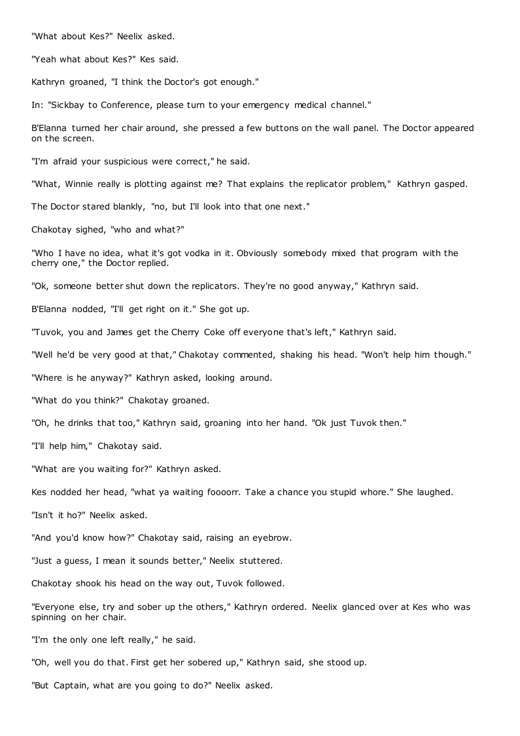"What about Kes?" Neelix asked.

"Yeah what about Kes?" Kes said.

Kathryn groaned, "I think the Doctor's got enough."

In: "Sickbay to Conference, please turn to your emergency medical channel."

B'Elanna turned her chair around, she pressed a few buttons on the wall panel. The Doctor appeared on the screen.

"I'm afraid your suspicious were correct," he said.

"What, Winnie really is plotting against me? That explains the replicator problem," Kathryn gasped.

The Doctor stared blankly, "no, but I'll look into that one next."

Chakotay sighed, "who and what?"

"Who I have no idea, what it's got vodka in it. Obviously somebody mixed that program with the cherry one," the Doctor replied.

"Ok, someone better shut down the replicators. They're no good anyway," Kathryn said.

B'Elanna nodded, "I'll get right on it." She got up.

"Tuvok, you and James get the Cherry Coke off everyone that's left," Kathryn said.

"Well he'd be very good at that," Chakotay commented, shaking his head. "Won't help him though."

"Where is he anyway?" Kathryn asked, looking around.

"What do you think?" Chakotay groaned.

"Oh, he drinks that too," Kathryn said, groaning into her hand. "Ok just Tuvok then."

"I'll help him," Chakotay said.

"What are you waiting for?" Kathryn asked.

Kes nodded her head, "what ya waiting foooorr. Take a chance you stupid whore." She laughed.

"Isn't it ho?" Neelix asked.

"And you'd know how?" Chakotay said, raising an eyebrow.

"Just a guess, I mean it sounds better," Neelix stuttered.

Chakotay shook his head on the way out, Tuvok followed.

"Everyone else, try and sober up the others," Kathryn ordered. Neelix glanced over at Kes who was spinning on her chair.

"I'm the only one left really," he said.

"Oh, well you do that. First get her sobered up," Kathryn said, she stood up.

"But Captain, what are you going to do?" Neelix asked.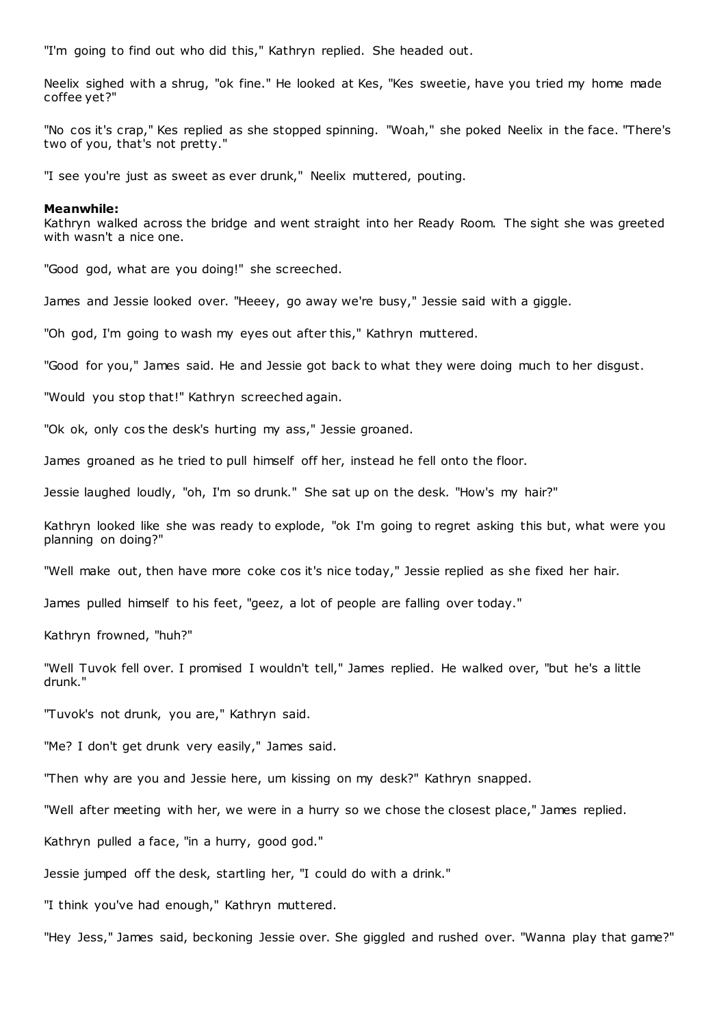"I'm going to find out who did this," Kathryn replied. She headed out.

Neelix sighed with a shrug, "ok fine." He looked at Kes, "Kes sweetie, have you tried my home made coffee yet?"

"No cos it's crap," Kes replied as she stopped spinning. "Woah," she poked Neelix in the face. "There's two of you, that's not pretty."

"I see you're just as sweet as ever drunk," Neelix muttered, pouting.

**Meanwhile:**
Kathryn walked across the bridge and went straight into her Ready Room. The sight she was greeted with wasn't a nice one.

"Good god, what are you doing!" she screeched.

James and Jessie looked over. "Heeey, go away we're busy," Jessie said with a giggle.

"Oh god, I'm going to wash my eyes out after this," Kathryn muttered.

"Good for you," James said. He and Jessie got back to what they were doing much to her disgust.

"Would you stop that!" Kathryn screeched again.

"Ok ok, only cos the desk's hurting my ass," Jessie groaned.

James groaned as he tried to pull himself off her, instead he fell onto the floor.

Jessie laughed loudly, "oh, I'm so drunk." She sat up on the desk. "How's my hair?"

Kathryn looked like she was ready to explode, "ok I'm going to regret asking this but, what were you planning on doing?"

"Well make out, then have more coke cos it's nice today," Jessie replied as she fixed her hair.

James pulled himself to his feet, "geez, a lot of people are falling over today."

Kathryn frowned, "huh?"

"Well Tuvok fell over. I promised I wouldn't tell," James replied. He walked over, "but he's a little drunk."

"Tuvok's not drunk, you are," Kathryn said.

"Me? I don't get drunk very easily," James said.

"Then why are you and Jessie here, um kissing on my desk?" Kathryn snapped.

"Well after meeting with her, we were in a hurry so we chose the closest place," James replied.

Kathryn pulled a face, "in a hurry, good god."

Jessie jumped off the desk, startling her, "I could do with a drink."

"I think you've had enough," Kathryn muttered.

"Hey Jess," James said, beckoning Jessie over. She giggled and rushed over. "Wanna play that game?"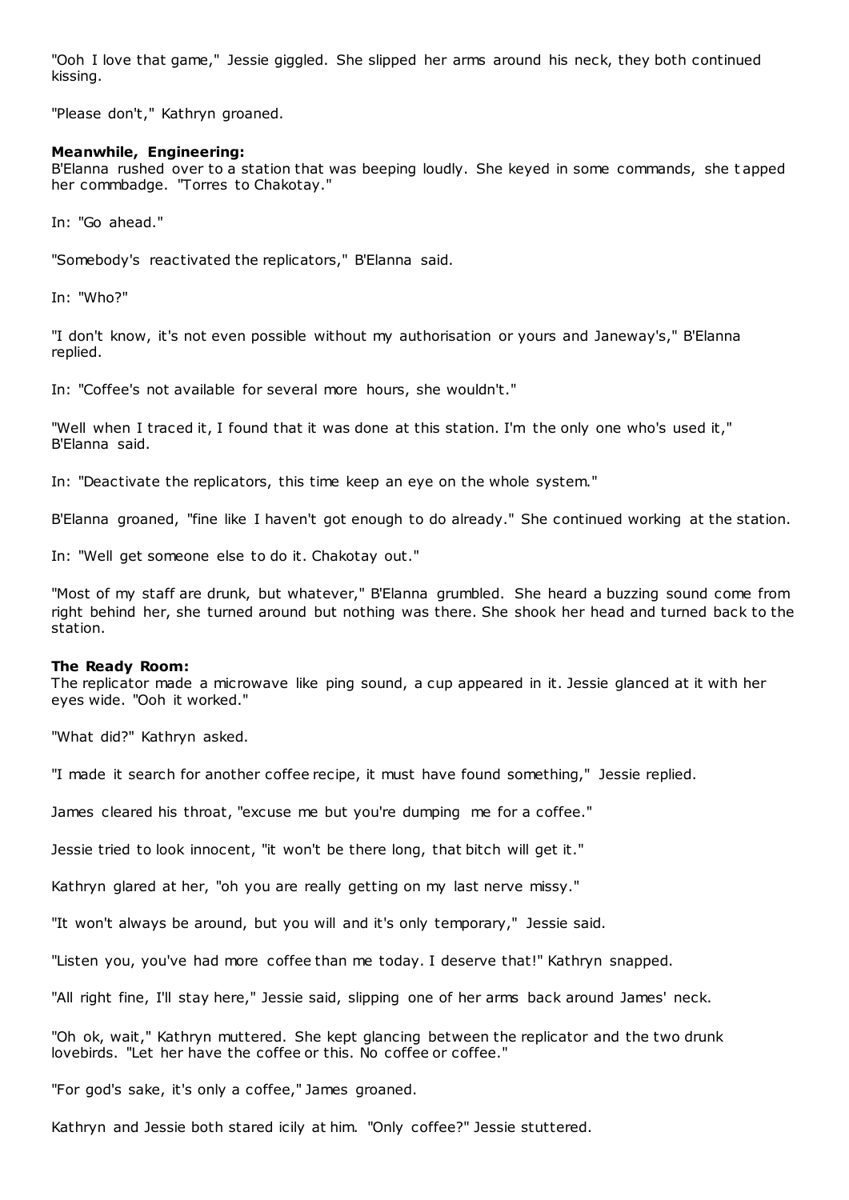"Ooh I love that game," Jessie giggled. She slipped her arms around his neck, they both continued kissing.

"Please don't," Kathryn groaned.

**Meanwhile, Engineering:**
B'Elanna rushed over to a station that was beeping loudly. She keyed in some commands, she tapped her commbadge. "Torres to Chakotay."

In: "Go ahead."

"Somebody's reactivated the replicators," B'Elanna said.

In: "Who?"

"I don't know, it's not even possible without my authorisation or yours and Janeway's," B'Elanna replied.

In: "Coffee's not available for several more hours, she wouldn't."

"Well when I traced it, I found that it was done at this station. I'm the only one who's used it," B'Elanna said.

In: "Deactivate the replicators, this time keep an eye on the whole system."

B'Elanna groaned, "fine like I haven't got enough to do already." She continued working at the station.

In: "Well get someone else to do it. Chakotay out."

"Most of my staff are drunk, but whatever," B'Elanna grumbled. She heard a buzzing sound come from right behind her, she turned around but nothing was there. She shook her head and turned back to the station.

**The Ready Room:**
The replicator made a microwave like ping sound, a cup appeared in it. Jessie glanced at it with her eyes wide. "Ooh it worked."

"What did?" Kathryn asked.

"I made it search for another coffee recipe, it must have found something," Jessie replied.

James cleared his throat, "excuse me but you're dumping me for a coffee."

Jessie tried to look innocent, "it won't be there long, that bitch will get it."

Kathryn glared at her, "oh you are really getting on my last nerve missy."

"It won't always be around, but you will and it's only temporary," Jessie said.

"Listen you, you've had more coffee than me today. I deserve that!" Kathryn snapped.

"All right fine, I'll stay here," Jessie said, slipping one of her arms back around James' neck.

"Oh ok, wait," Kathryn muttered. She kept glancing between the replicator and the two drunk lovebirds. "Let her have the coffee or this. No coffee or coffee."

"For god's sake, it's only a coffee," James groaned.

Kathryn and Jessie both stared icily at him. "Only coffee?" Jessie stuttered.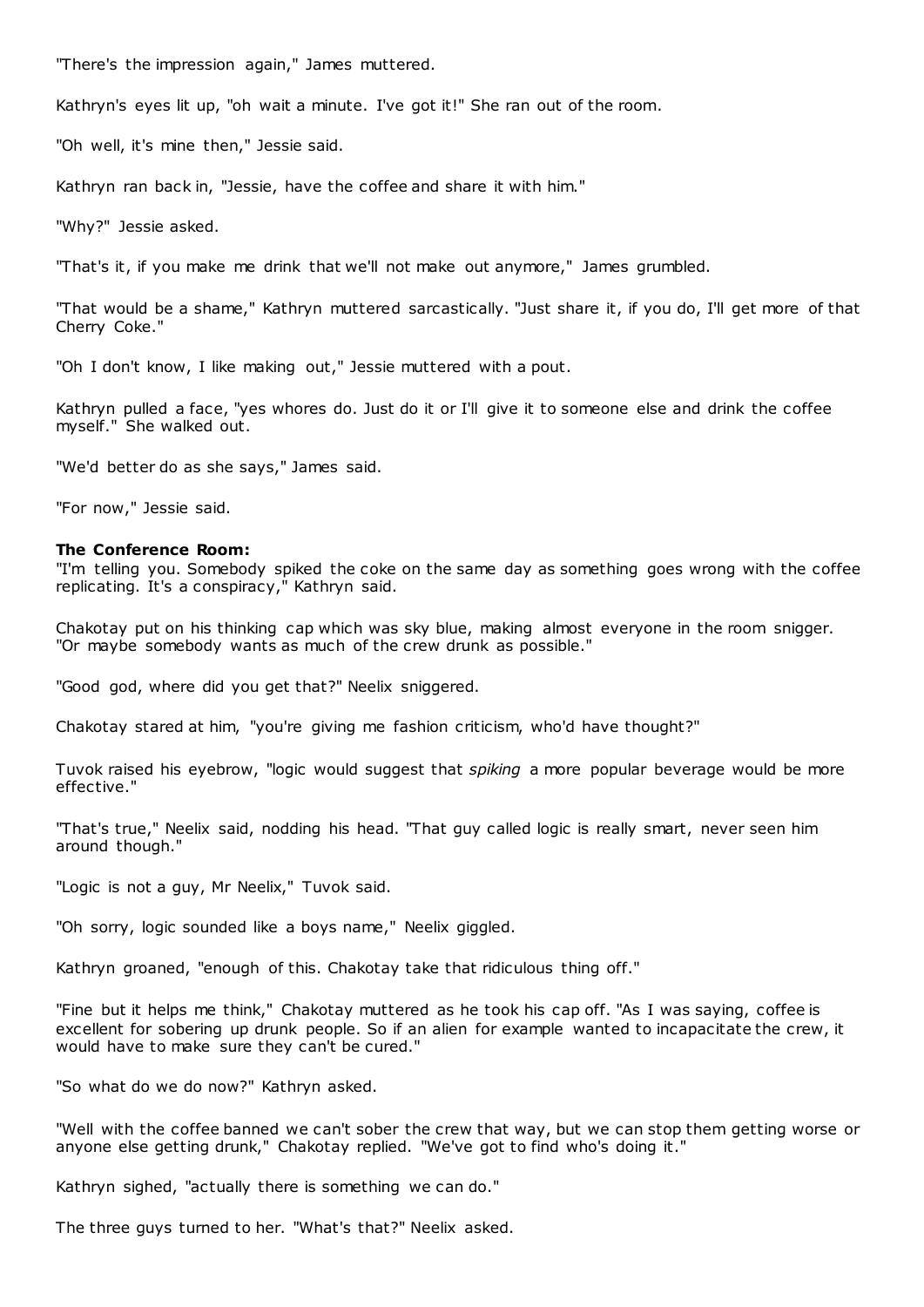"There's the impression again," James muttered.

Kathryn's eyes lit up, "oh wait a minute. I've got it!" She ran out of the room.

"Oh well, it's mine then," Jessie said.

Kathryn ran back in, "Jessie, have the coffee and share it with him."

"Why?" Jessie asked.

"That's it, if you make me drink that we'll not make out anymore," James grumbled.

"That would be a shame," Kathryn muttered sarcastically. "Just share it, if you do, I'll get more of that Cherry Coke."

"Oh I don't know, I like making out," Jessie muttered with a pout.

Kathryn pulled a face, "yes whores do. Just do it or I'll give it to someone else and drink the coffee myself." She walked out.

"We'd better do as she says," James said.

"For now," Jessie said.

**The Conference Room:**

"I'm telling you. Somebody spiked the coke on the same day as something goes wrong with the coffee replicating. It's a conspiracy," Kathryn said.

Chakotay put on his thinking cap which was sky blue, making almost everyone in the room snigger. "Or maybe somebody wants as much of the crew drunk as possible."

"Good god, where did you get that?" Neelix sniggered.

Chakotay stared at him, "you're giving me fashion criticism, who'd have thought?"

Tuvok raised his eyebrow, "logic would suggest that *spiking* a more popular beverage would be more effective."

"That's true," Neelix said, nodding his head. "That guy called logic is really smart, never seen him around though."

"Logic is not a guy, Mr Neelix," Tuvok said.

"Oh sorry, logic sounded like a boys name," Neelix giggled.

Kathryn groaned, "enough of this. Chakotay take that ridiculous thing off."

"Fine but it helps me think," Chakotay muttered as he took his cap off. "As I was saying, coffee is excellent for sobering up drunk people. So if an alien for example wanted to incapacitate the crew, it would have to make sure they can't be cured."

"So what do we do now?" Kathryn asked.

"Well with the coffee banned we can't sober the crew that way, but we can stop them getting worse or anyone else getting drunk," Chakotay replied. "We've got to find who's doing it."

Kathryn sighed, "actually there is something we can do."

The three guys turned to her. "What's that?" Neelix asked.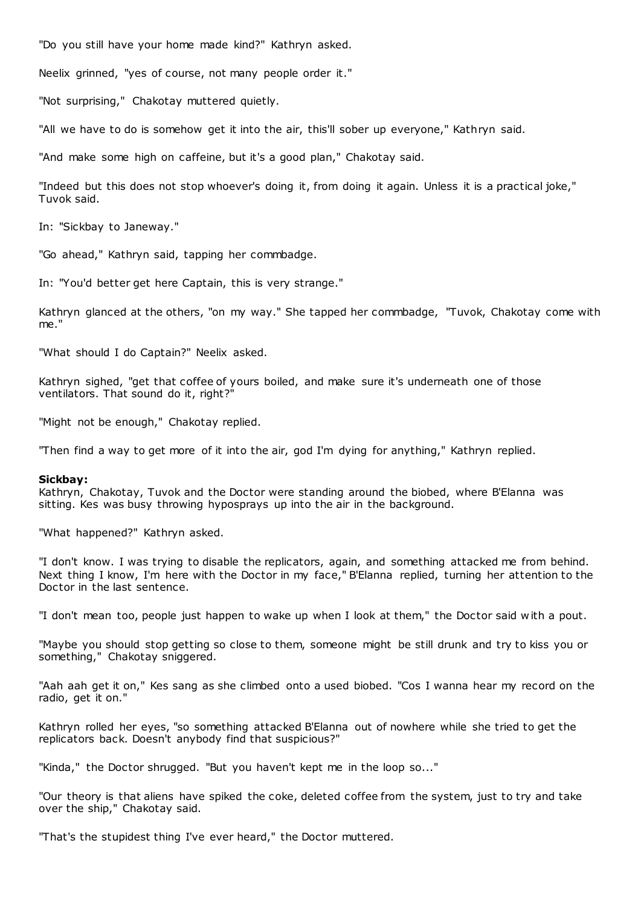"Do you still have your home made kind?" Kathryn asked.

Neelix grinned, "yes of course, not many people order it."

"Not surprising," Chakotay muttered quietly.

"All we have to do is somehow get it into the air, this'll sober up everyone," Kathryn said.

"And make some high on caffeine, but it's a good plan," Chakotay said.

"Indeed but this does not stop whoever's doing it, from doing it again. Unless it is a practical joke," Tuvok said.

In: "Sickbay to Janeway."

"Go ahead," Kathryn said, tapping her commbadge.

In: "You'd better get here Captain, this is very strange."

Kathryn glanced at the others, "on my way." She tapped her commbadge, "Tuvok, Chakotay come with me."

"What should I do Captain?" Neelix asked.

Kathryn sighed, "get that coffee of yours boiled, and make sure it's underneath one of those ventilators. That sound do it, right?"

"Might not be enough," Chakotay replied.

"Then find a way to get more of it into the air, god I'm dying for anything," Kathryn replied.

**Sickbay:**
Kathryn, Chakotay, Tuvok and the Doctor were standing around the biobed, where B'Elanna was sitting. Kes was busy throwing hyposprays up into the air in the background.

"What happened?" Kathryn asked.

"I don't know. I was trying to disable the replicators, again, and something attacked me from behind. Next thing I know, I'm here with the Doctor in my face," B'Elanna replied, turning her attention to the Doctor in the last sentence.

"I don't mean too, people just happen to wake up when I look at them," the Doctor said with a pout.

"Maybe you should stop getting so close to them, someone might be still drunk and try to kiss you or something," Chakotay sniggered.

"Aah aah get it on," Kes sang as she climbed onto a used biobed. "Cos I wanna hear my record on the radio, get it on."

Kathryn rolled her eyes, "so something attacked B'Elanna out of nowhere while she tried to get the replicators back. Doesn't anybody find that suspicious?"

"Kinda," the Doctor shrugged. "But you haven't kept me in the loop so..."

"Our theory is that aliens have spiked the coke, deleted coffee from the system, just to try and take over the ship," Chakotay said.

"That's the stupidest thing I've ever heard," the Doctor muttered.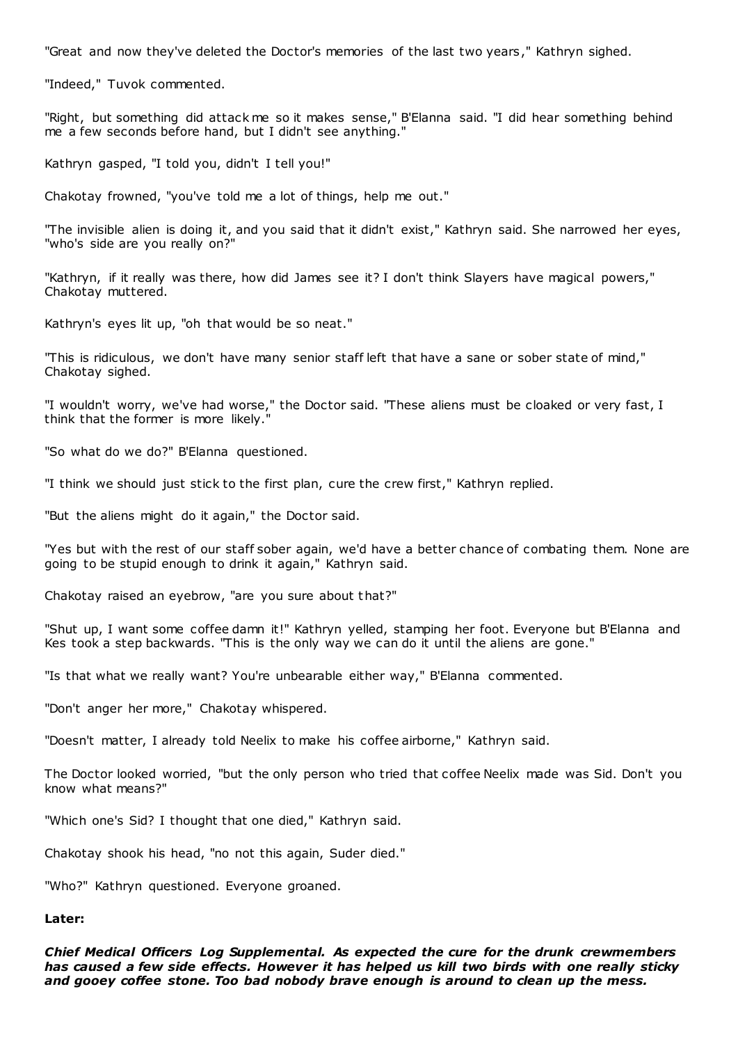"Great and now they've deleted the Doctor's memories of the last two years," Kathryn sighed.

"Indeed," Tuvok commented.

"Right, but something did attack me so it makes sense," B'Elanna said. "I did hear something behind me a few seconds before hand, but I didn't see anything."

Kathryn gasped, "I told you, didn't I tell you!"

Chakotay frowned, "you've told me a lot of things, help me out."

"The invisible alien is doing it, and you said that it didn't exist," Kathryn said. She narrowed her eyes, "who's side are you really on?"

"Kathryn, if it really was there, how did James see it? I don't think Slayers have magical powers," Chakotay muttered.

Kathryn's eyes lit up, "oh that would be so neat."

"This is ridiculous, we don't have many senior staff left that have a sane or sober state of mind," Chakotay sighed.

"I wouldn't worry, we've had worse," the Doctor said. "These aliens must be cloaked or very fast, I think that the former is more likely."

"So what do we do?" B'Elanna questioned.

"I think we should just stick to the first plan, cure the crew first," Kathryn replied.

"But the aliens might do it again," the Doctor said.

"Yes but with the rest of our staff sober again, we'd have a better chance of combating them. None are going to be stupid enough to drink it again," Kathryn said.

Chakotay raised an eyebrow, "are you sure about that?"

"Shut up, I want some coffee damn it!" Kathryn yelled, stamping her foot. Everyone but B'Elanna and Kes took a step backwards. "This is the only way we can do it until the aliens are gone."

"Is that what we really want? You're unbearable either way," B'Elanna commented.

"Don't anger her more," Chakotay whispered.

"Doesn't matter, I already told Neelix to make his coffee airborne," Kathryn said.

The Doctor looked worried, "but the only person who tried that coffee Neelix made was Sid. Don't you know what means?"

"Which one's Sid? I thought that one died," Kathryn said.

Chakotay shook his head, "no not this again, Suder died."

"Who?" Kathryn questioned. Everyone groaned.

**Later:**

***Chief Medical Officers Log Supplemental. As expected the cure for the drunk crewmembers has caused a few side effects. However it has helped us kill two birds with one really sticky and gooey coffee stone. Too bad nobody brave enough is around to clean up the mess.***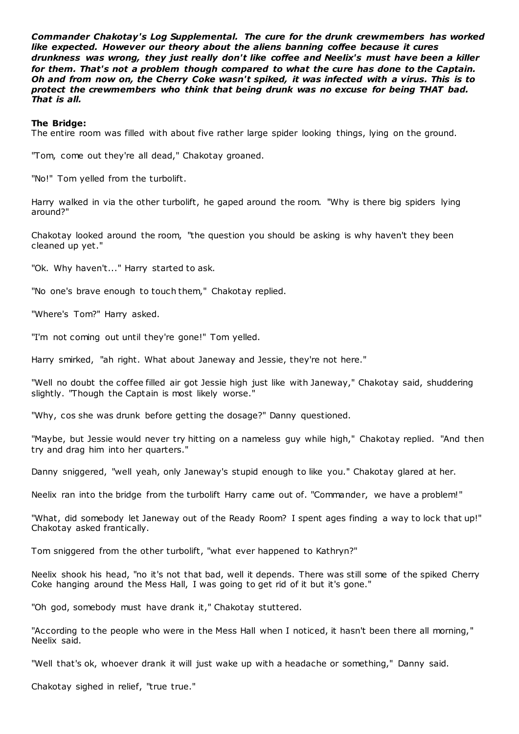***Commander Chakotay's Log Supplemental. The cure for the drunk crewmembers has worked like expected. However our theory about the aliens banning coffee because it cures drunkness was wrong, they just really don't like coffee and Neelix's must have been a killer for them. That's not a problem though compared to what the cure has done to the Captain. Oh and from now on, the Cherry Coke wasn't spiked, it was infected with a virus. This is to protect the crewmembers who think that being drunk was no excuse for being THAT bad. That is all.***

**The Bridge:**

The entire room was filled with about five rather large spider looking things, lying on the ground.

"Tom, come out they're all dead," Chakotay groaned.

"No!" Tom yelled from the turbolift.

Harry walked in via the other turbolift, he gaped around the room. "Why is there big spiders lying around?"

Chakotay looked around the room, "the question you should be asking is why haven't they been cleaned up yet."

"Ok. Why haven't..." Harry started to ask.

"No one's brave enough to touch them," Chakotay replied.

"Where's Tom?" Harry asked.

"I'm not coming out until they're gone!" Tom yelled.

Harry smirked, "ah right. What about Janeway and Jessie, they're not here."

"Well no doubt the coffee filled air got Jessie high just like with Janeway," Chakotay said, shuddering slightly. "Though the Captain is most likely worse."

"Why, cos she was drunk before getting the dosage?" Danny questioned.

"Maybe, but Jessie would never try hitting on a nameless guy while high," Chakotay replied. "And then try and drag him into her quarters."

Danny sniggered, "well yeah, only Janeway's stupid enough to like you." Chakotay glared at her.

Neelix ran into the bridge from the turbolift Harry came out of. "Commander, we have a problem!"

"What, did somebody let Janeway out of the Ready Room? I spent ages finding a way to lock that up!" Chakotay asked frantically.

Tom sniggered from the other turbolift, "what ever happened to Kathryn?"

Neelix shook his head, "no it's not that bad, well it depends. There was still some of the spiked Cherry Coke hanging around the Mess Hall, I was going to get rid of it but it's gone."

"Oh god, somebody must have drank it," Chakotay stuttered.

"According to the people who were in the Mess Hall when I noticed, it hasn't been there all morning," Neelix said.

"Well that's ok, whoever drank it will just wake up with a headache or something," Danny said.

Chakotay sighed in relief, "true true."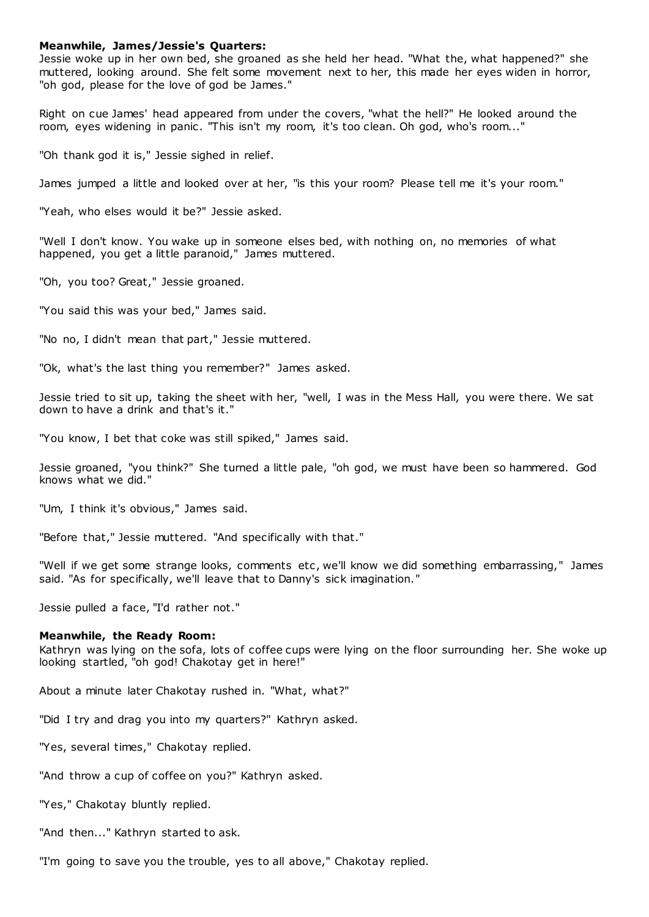**Meanwhile, James/Jessie's Quarters:**

Jessie woke up in her own bed, she groaned as she held her head. "What the, what happened?" she muttered, looking around. She felt some movement next to her, this made her eyes widen in horror, "oh god, please for the love of god be James."

Right on cue James' head appeared from under the covers, "what the hell?" He looked around the room, eyes widening in panic. "This isn't my room, it's too clean. Oh god, who's room..."

"Oh thank god it is," Jessie sighed in relief.

James jumped a little and looked over at her, "is this your room? Please tell me it's your room."

"Yeah, who elses would it be?" Jessie asked.

"Well I don't know. You wake up in someone elses bed, with nothing on, no memories of what happened, you get a little paranoid," James muttered.

"Oh, you too? Great," Jessie groaned.

"You said this was your bed," James said.

"No no, I didn't mean that part," Jessie muttered.

"Ok, what's the last thing you remember?" James asked.

Jessie tried to sit up, taking the sheet with her, "well, I was in the Mess Hall, you were there. We sat down to have a drink and that's it."

"You know, I bet that coke was still spiked," James said.

Jessie groaned, "you think?" She turned a little pale, "oh god, we must have been so hammered. God knows what we did."

"Um, I think it's obvious," James said.

"Before that," Jessie muttered. "And specifically with that."

"Well if we get some strange looks, comments etc, we'll know we did something embarrassing," James said. "As for specifically, we'll leave that to Danny's sick imagination."

Jessie pulled a face, "I'd rather not."

**Meanwhile, the Ready Room:**

Kathryn was lying on the sofa, lots of coffee cups were lying on the floor surrounding her. She woke up looking startled, "oh god! Chakotay get in here!"

About a minute later Chakotay rushed in. "What, what?"

"Did I try and drag you into my quarters?" Kathryn asked.

"Yes, several times," Chakotay replied.

"And throw a cup of coffee on you?" Kathryn asked.

"Yes," Chakotay bluntly replied.

"And then..." Kathryn started to ask.

"I'm going to save you the trouble, yes to all above," Chakotay replied.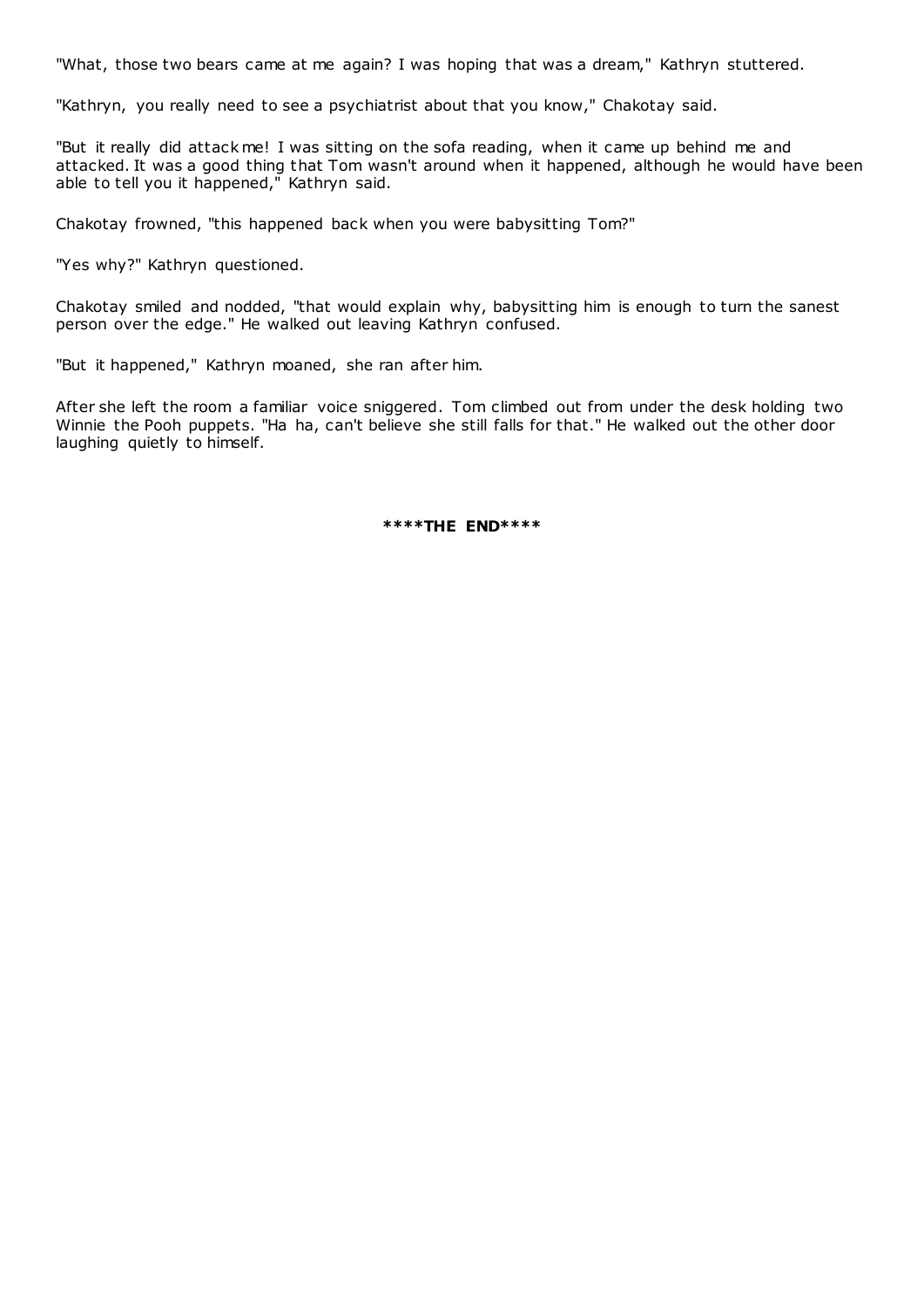"What, those two bears came at me again? I was hoping that was a dream," Kathryn stuttered.

"Kathryn, you really need to see a psychiatrist about that you know," Chakotay said.

"But it really did attack me! I was sitting on the sofa reading, when it came up behind me and attacked. It was a good thing that Tom wasn't around when it happened, although he would have been able to tell you it happened," Kathryn said.

Chakotay frowned, "this happened back when you were babysitting Tom?"

"Yes why?" Kathryn questioned.

Chakotay smiled and nodded, "that would explain why, babysitting him is enough to turn the sanest person over the edge." He walked out leaving Kathryn confused.

"But it happened," Kathryn moaned, she ran after him.

After she left the room a familiar voice sniggered. Tom climbed out from under the desk holding two Winnie the Pooh puppets. "Ha ha, can't believe she still falls for that." He walked out the other door laughing quietly to himself.

**\*\*\*\*THE END\*\*\*\***